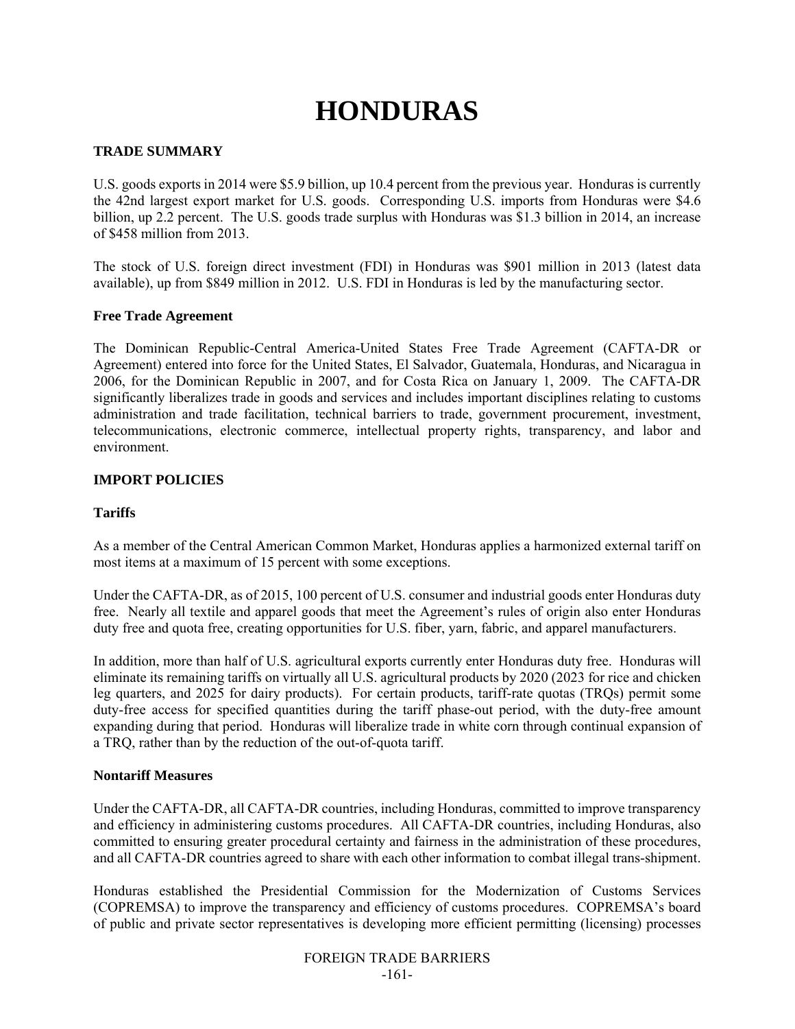# HONDURAS

## TRADE SUMMARY

U.S. goods exports in 2014 were $5.9 billion, up 10.4 percent from the previous year. Honduras is currently the 42nd largest export market for U.S. goods. Corresponding U.S. imports from Honduras were $4.6 billion, up 2.2 percent. The U.S. goods trade surplus with Honduras was $1.3 billion in 2014, an increase of $458 million from 2013.

The stock of U.S. foreign direct investment (FDI) in Honduras was $901 million in 2013 (latest data available), up from $849 million in 2012. U.S. FDI in Honduras is led by the manufacturing sector.

### Free Trade Agreement

The Dominican Republic-Central America-United States Free Trade Agreement (CAFTA-DR or Agreement) entered into force for the United States, El Salvador, Guatemala, Honduras, and Nicaragua in 2006, for the Dominican Republic in 2007, and for Costa Rica on January 1, 2009. The CAFTA-DR significantly liberalizes trade in goods and services and includes important disciplines relating to customs administration and trade facilitation, technical barriers to trade, government procurement, investment, telecommunications, electronic commerce, intellectual property rights, transparency, and labor and environment.

## IMPORT POLICIES

### Tariffs

As a member of the Central American Common Market, Honduras applies a harmonized external tariff on most items at a maximum of 15 percent with some exceptions.

Under the CAFTA-DR, as of 2015, 100 percent of U.S. consumer and industrial goods enter Honduras duty free. Nearly all textile and apparel goods that meet the Agreement's rules of origin also enter Honduras duty free and quota free, creating opportunities for U.S. fiber, yarn, fabric, and apparel manufacturers.

In addition, more than half of U.S. agricultural exports currently enter Honduras duty free. Honduras will eliminate its remaining tariffs on virtually all U.S. agricultural products by 2020 (2023 for rice and chicken leg quarters, and 2025 for dairy products). For certain products, tariff-rate quotas (TRQs) permit some duty-free access for specified quantities during the tariff phase-out period, with the duty-free amount expanding during that period. Honduras will liberalize trade in white corn through continual expansion of a TRQ, rather than by the reduction of the out-of-quota tariff.

### Nontariff Measures

Under the CAFTA-DR, all CAFTA-DR countries, including Honduras, committed to improve transparency and efficiency in administering customs procedures. All CAFTA-DR countries, including Honduras, also committed to ensuring greater procedural certainty and fairness in the administration of these procedures, and all CAFTA-DR countries agreed to share with each other information to combat illegal trans-shipment.

Honduras established the Presidential Commission for the Modernization of Customs Services (COPREMSA) to improve the transparency and efficiency of customs procedures. COPREMSA's board of public and private sector representatives is developing more efficient permitting (licensing) processes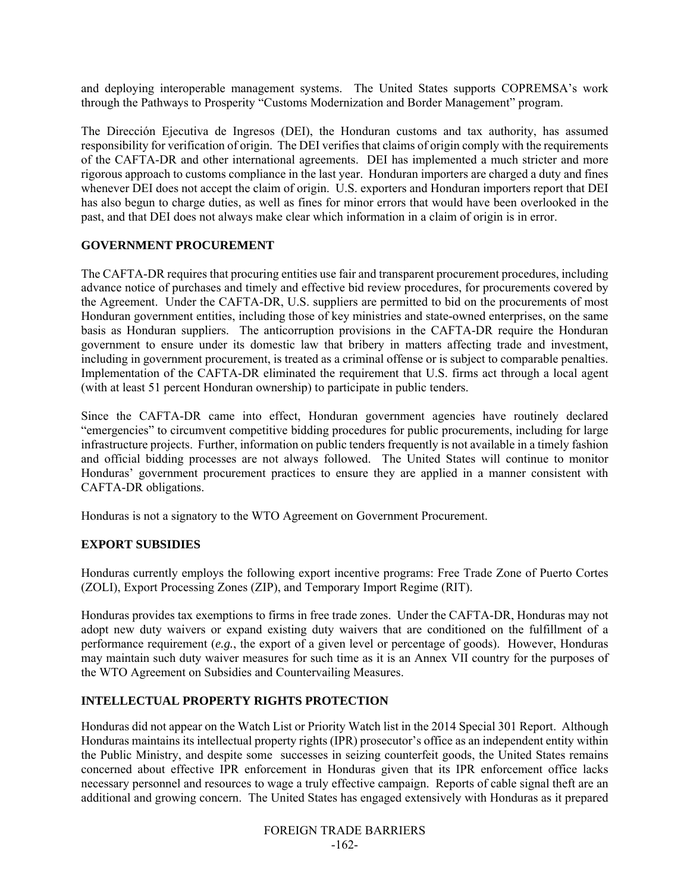and deploying interoperable management systems. The United States supports COPREMSA's work through the Pathways to Prosperity "Customs Modernization and Border Management" program.

The Dirección Ejecutiva de Ingresos (DEI), the Honduran customs and tax authority, has assumed responsibility for verification of origin. The DEI verifies that claims of origin comply with the requirements of the CAFTA-DR and other international agreements. DEI has implemented a much stricter and more rigorous approach to customs compliance in the last year. Honduran importers are charged a duty and fines whenever DEI does not accept the claim of origin. U.S. exporters and Honduran importers report that DEI has also begun to charge duties, as well as fines for minor errors that would have been overlooked in the past, and that DEI does not always make clear which information in a claim of origin is in error.

## GOVERNMENT PROCUREMENT

The CAFTA-DR requires that procuring entities use fair and transparent procurement procedures, including advance notice of purchases and timely and effective bid review procedures, for procurements covered by the Agreement. Under the CAFTA-DR, U.S. suppliers are permitted to bid on the procurements of most Honduran government entities, including those of key ministries and state-owned enterprises, on the same basis as Honduran suppliers. The anticorruption provisions in the CAFTA-DR require the Honduran government to ensure under its domestic law that bribery in matters affecting trade and investment, including in government procurement, is treated as a criminal offense or is subject to comparable penalties. Implementation of the CAFTA-DR eliminated the requirement that U.S. firms act through a local agent (with at least 51 percent Honduran ownership) to participate in public tenders.

Since the CAFTA-DR came into effect, Honduran government agencies have routinely declared "emergencies" to circumvent competitive bidding procedures for public procurements, including for large infrastructure projects. Further, information on public tenders frequently is not available in a timely fashion and official bidding processes are not always followed. The United States will continue to monitor Honduras' government procurement practices to ensure they are applied in a manner consistent with CAFTA-DR obligations.

Honduras is not a signatory to the WTO Agreement on Government Procurement.

## EXPORT SUBSIDIES

Honduras currently employs the following export incentive programs: Free Trade Zone of Puerto Cortes (ZOLI), Export Processing Zones (ZIP), and Temporary Import Regime (RIT).

Honduras provides tax exemptions to firms in free trade zones. Under the CAFTA-DR, Honduras may not adopt new duty waivers or expand existing duty waivers that are conditioned on the fulfillment of a performance requirement (*e.g.*, the export of a given level or percentage of goods). However, Honduras may maintain such duty waiver measures for such time as it is an Annex VII country for the purposes of the WTO Agreement on Subsidies and Countervailing Measures.

## INTELLECTUAL PROPERTY RIGHTS PROTECTION

Honduras did not appear on the Watch List or Priority Watch list in the 2014 Special 301 Report. Although Honduras maintains its intellectual property rights (IPR) prosecutor's office as an independent entity within the Public Ministry, and despite some successes in seizing counterfeit goods, the United States remains concerned about effective IPR enforcement in Honduras given that its IPR enforcement office lacks necessary personnel and resources to wage a truly effective campaign. Reports of cable signal theft are an additional and growing concern. The United States has engaged extensively with Honduras as it prepared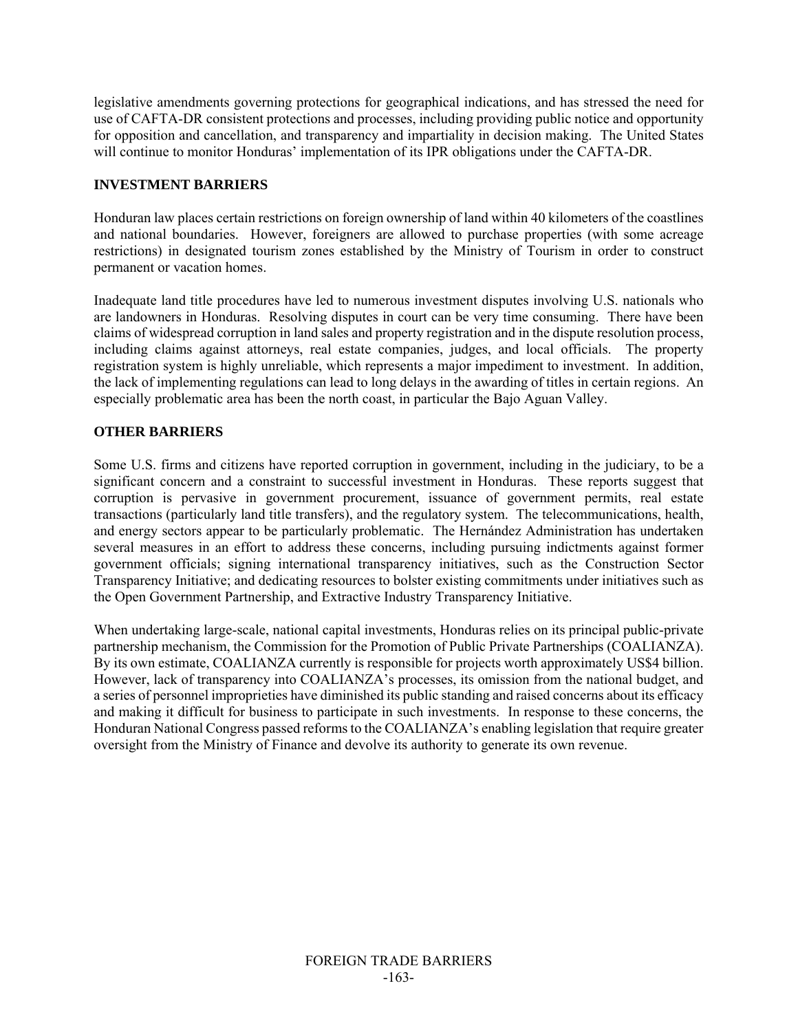legislative amendments governing protections for geographical indications, and has stressed the need for use of CAFTA-DR consistent protections and processes, including providing public notice and opportunity for opposition and cancellation, and transparency and impartiality in decision making. The United States will continue to monitor Honduras' implementation of its IPR obligations under the CAFTA-DR.

## INVESTMENT BARRIERS

Honduran law places certain restrictions on foreign ownership of land within 40 kilometers of the coastlines and national boundaries. However, foreigners are allowed to purchase properties (with some acreage restrictions) in designated tourism zones established by the Ministry of Tourism in order to construct permanent or vacation homes.

Inadequate land title procedures have led to numerous investment disputes involving U.S. nationals who are landowners in Honduras. Resolving disputes in court can be very time consuming. There have been claims of widespread corruption in land sales and property registration and in the dispute resolution process, including claims against attorneys, real estate companies, judges, and local officials. The property registration system is highly unreliable, which represents a major impediment to investment. In addition, the lack of implementing regulations can lead to long delays in the awarding of titles in certain regions. An especially problematic area has been the north coast, in particular the Bajo Aguan Valley.

## OTHER BARRIERS

Some U.S. firms and citizens have reported corruption in government, including in the judiciary, to be a significant concern and a constraint to successful investment in Honduras. These reports suggest that corruption is pervasive in government procurement, issuance of government permits, real estate transactions (particularly land title transfers), and the regulatory system. The telecommunications, health, and energy sectors appear to be particularly problematic. The Hernández Administration has undertaken several measures in an effort to address these concerns, including pursuing indictments against former government officials; signing international transparency initiatives, such as the Construction Sector Transparency Initiative; and dedicating resources to bolster existing commitments under initiatives such as the Open Government Partnership, and Extractive Industry Transparency Initiative.

When undertaking large-scale, national capital investments, Honduras relies on its principal public-private partnership mechanism, the Commission for the Promotion of Public Private Partnerships (COALIANZA). By its own estimate, COALIANZA currently is responsible for projects worth approximately US$4 billion. However, lack of transparency into COALIANZA's processes, its omission from the national budget, and a series of personnel improprieties have diminished its public standing and raised concerns about its efficacy and making it difficult for business to participate in such investments. In response to these concerns, the Honduran National Congress passed reforms to the COALIANZA's enabling legislation that require greater oversight from the Ministry of Finance and devolve its authority to generate its own revenue.